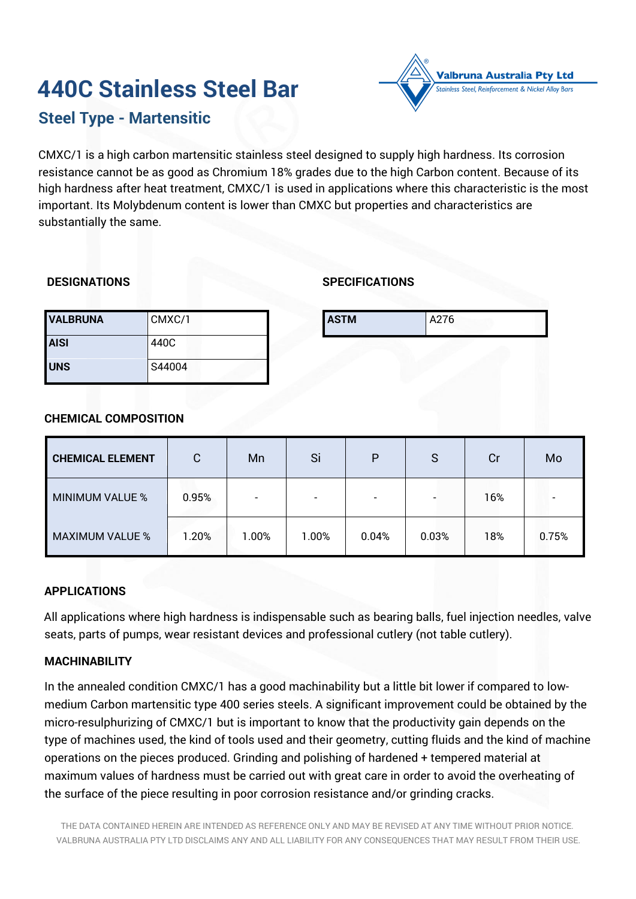# 440C Stainless Steel Bar

## Steel Type - Martensitic

Valbruna Australia Pty Ltd
Stainless Steel, Reinforcement & Nickel Alloy Bars

CMXC/1 is a high carbon martensitic stainless steel designed to supply high hardness. Its corrosion resistance cannot be as good as Chromium 18% grades due to the high Carbon content. Because of its high hardness after heat treatment, CMXC/1 is used in applications where this characteristic is the most important. Its Molybdenum content is lower than CMXC but properties and characteristics are substantially the same.

### DESIGNATIONS

| | |
|---|---|
| **VALBRUNA** | CMXC/1 |
| **AISI** | 440C |
| **UNS** | S44004 |

### SPECIFICATIONS

| | |
|---|---|
| **ASTM** | A276 |

### CHEMICAL COMPOSITION

| CHEMICAL ELEMENT | C | Mn | Si | P | S | Cr | Mo |
|---|---|---|---|---|---|---|---|
| MINIMUM VALUE % | 0.95% | - | - | - | - | 16% | - |
| MAXIMUM VALUE % | 1.20% | 1.00% | 1.00% | 0.04% | 0.03% | 18% | 0.75% |

### APPLICATIONS

All applications where high hardness is indispensable such as bearing balls, fuel injection needles, valve seats, parts of pumps, wear resistant devices and professional cutlery (not table cutlery).

### MACHINABILITY

In the annealed condition CMXC/1 has a good machinability but a little bit lower if compared to low-medium Carbon martensitic type 400 series steels. A significant improvement could be obtained by the micro-resulphurizing of CMXC/1 but is important to know that the productivity gain depends on the type of machines used, the kind of tools used and their geometry, cutting fluids and the kind of machine operations on the pieces produced. Grinding and polishing of hardened + tempered material at maximum values of hardness must be carried out with great care in order to avoid the overheating of the surface of the piece resulting in poor corrosion resistance and/or grinding cracks.

THE DATA CONTAINED HEREIN ARE INTENDED AS REFERENCE ONLY AND MAY BE REVISED AT ANY TIME WITHOUT PRIOR NOTICE. VALBRUNA AUSTRALIA PTY LTD DISCLAIMS ANY AND ALL LIABILITY FOR ANY CONSEQUENCES THAT MAY RESULT FROM THEIR USE.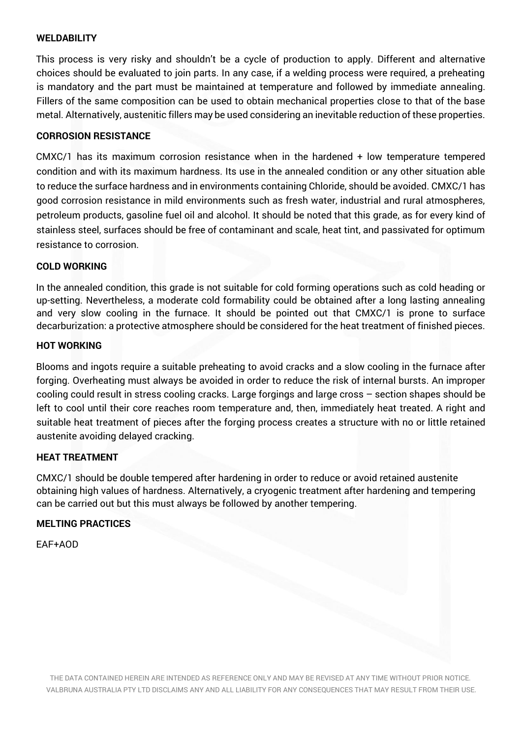## WELDABILITY

This process is very risky and shouldn't be a cycle of production to apply. Different and alternative choices should be evaluated to join parts. In any case, if a welding process were required, a preheating is mandatory and the part must be maintained at temperature and followed by immediate annealing. Fillers of the same composition can be used to obtain mechanical properties close to that of the base metal. Alternatively, austenitic fillers may be used considering an inevitable reduction of these properties.

## CORROSION RESISTANCE

CMXC/1 has its maximum corrosion resistance when in the hardened + low temperature tempered condition and with its maximum hardness. Its use in the annealed condition or any other situation able to reduce the surface hardness and in environments containing Chloride, should be avoided. CMXC/1 has good corrosion resistance in mild environments such as fresh water, industrial and rural atmospheres, petroleum products, gasoline fuel oil and alcohol. It should be noted that this grade, as for every kind of stainless steel, surfaces should be free of contaminant and scale, heat tint, and passivated for optimum resistance to corrosion.

## COLD WORKING

In the annealed condition, this grade is not suitable for cold forming operations such as cold heading or up-setting. Nevertheless, a moderate cold formability could be obtained after a long lasting annealing and very slow cooling in the furnace. It should be pointed out that CMXC/1 is prone to surface decarburization: a protective atmosphere should be considered for the heat treatment of finished pieces.

## HOT WORKING

Blooms and ingots require a suitable preheating to avoid cracks and a slow cooling in the furnace after forging. Overheating must always be avoided in order to reduce the risk of internal bursts. An improper cooling could result in stress cooling cracks. Large forgings and large cross – section shapes should be left to cool until their core reaches room temperature and, then, immediately heat treated. A right and suitable heat treatment of pieces after the forging process creates a structure with no or little retained austenite avoiding delayed cracking.

## HEAT TREATMENT

CMXC/1 should be double tempered after hardening in order to reduce or avoid retained austenite obtaining high values of hardness. Alternatively, a cryogenic treatment after hardening and tempering can be carried out but this must always be followed by another tempering.

## MELTING PRACTICES

EAF+AOD

THE DATA CONTAINED HEREIN ARE INTENDED AS REFERENCE ONLY AND MAY BE REVISED AT ANY TIME WITHOUT PRIOR NOTICE. VALBRUNA AUSTRALIA PTY LTD DISCLAIMS ANY AND ALL LIABILITY FOR ANY CONSEQUENCES THAT MAY RESULT FROM THEIR USE.